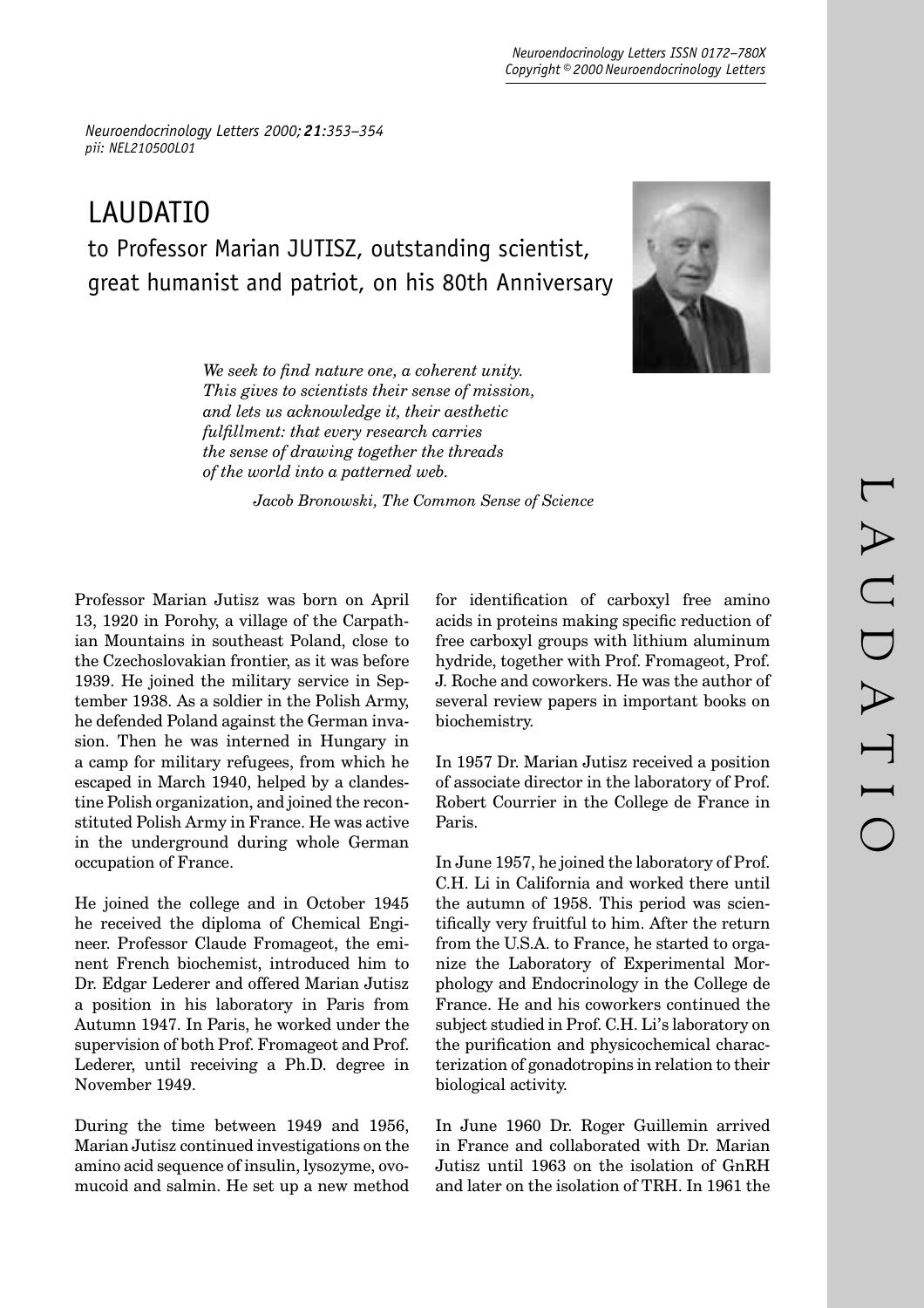# LAUDATIO

## to Professor Marian JUTISZ, outstanding scientist, great humanist and patriot, on his 80th Anniversary

> *We seek to find nature one, a coherent unity. This gives to scientists their sense of mission, and lets us acknowledge it, their aesthetic fulfillment: that every research carries the sense of drawing together the threads of the world into a patterned web.*
>
> *Jacob Bronowski, The Common Sense of Science*

Professor Marian Jutisz was born on April 13, 1920 in Porohy, a village of the Carpathian Mountains in southeast Poland, close to the Czechoslovakian frontier, as it was before 1939. He joined the military service in September 1938. As a soldier in the Polish Army, he defended Poland against the German invasion. Then he was interned in Hungary in a camp for military refugees, from which he escaped in March 1940, helped by a clandestine Polish organization, and joined the reconstituted Polish Army in France. He was active in the underground during whole German occupation of France.

He joined the college and in October 1945 he received the diploma of Chemical Engineer. Professor Claude Fromageot, the eminent French biochemist, introduced him to Dr. Edgar Lederer and offered Marian Jutisz a position in his laboratory in Paris from Autumn 1947. In Paris, he worked under the supervision of both Prof. Fromageot and Prof. Lederer, until receiving a Ph.D. degree in November 1949.

During the time between 1949 and 1956, Marian Jutisz continued investigations on the amino acid sequence of insulin, lysozyme, ovomucoid and salmin. He set up a new method for identification of carboxyl free amino acids in proteins making specific reduction of free carboxyl groups with lithium aluminum hydride, together with Prof. Fromageot, Prof. J. Roche and coworkers. He was the author of several review papers in important books on biochemistry.

In 1957 Dr. Marian Jutisz received a position of associate director in the laboratory of Prof. Robert Courrier in the College de France in Paris.

In June 1957, he joined the laboratory of Prof. C.H. Li in California and worked there until the autumn of 1958. This period was scientifically very fruitful to him. After the return from the U.S.A. to France, he started to organize the Laboratory of Experimental Morphology and Endocrinology in the College de France. He and his coworkers continued the subject studied in Prof. C.H. Li's laboratory on the purification and physicochemical characterization of gonadotropins in relation to their biological activity.

In June 1960 Dr. Roger Guillemin arrived in France and collaborated with Dr. Marian Jutisz until 1963 on the isolation of GnRH and later on the isolation of TRH. In 1961 the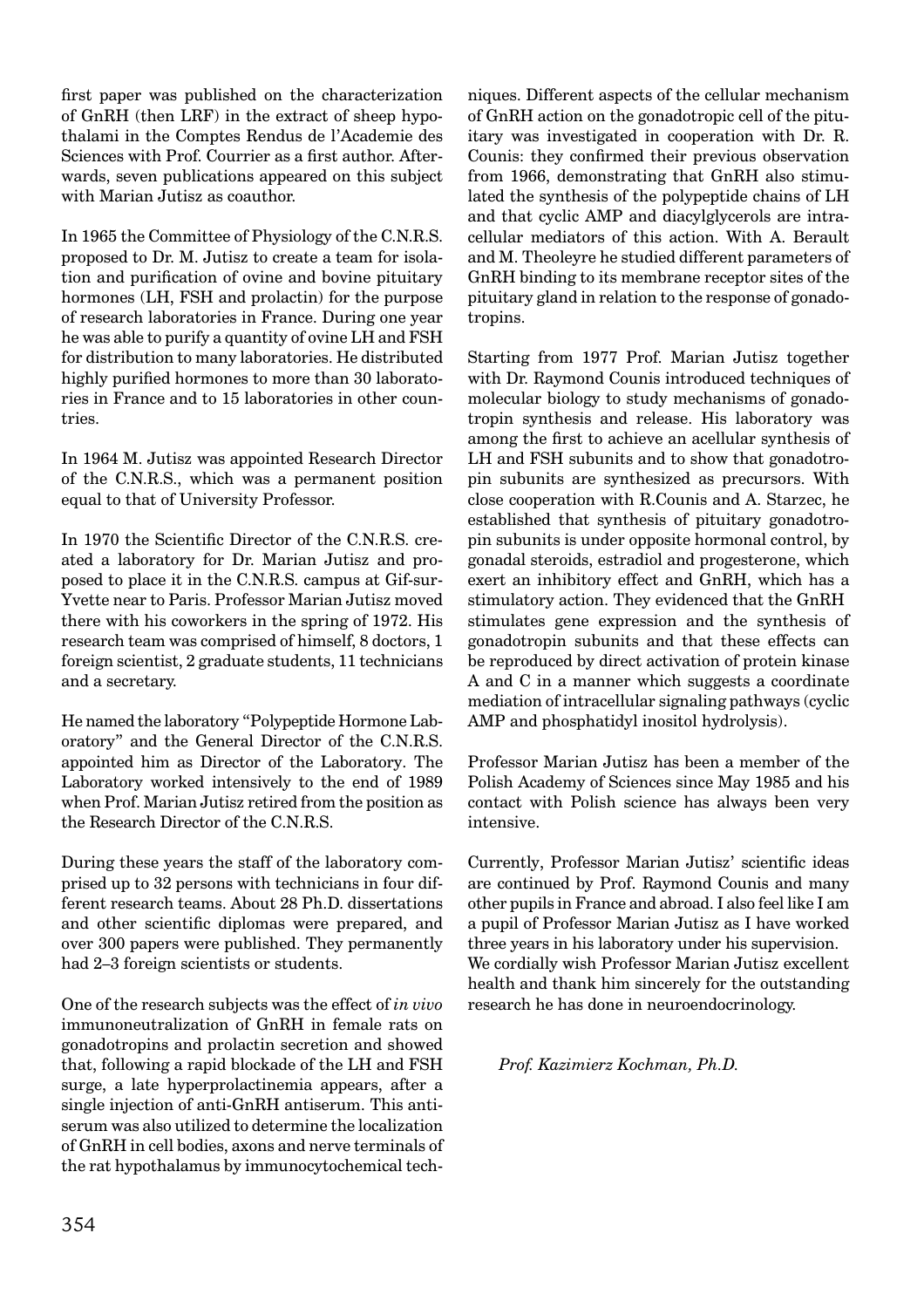first paper was published on the characterization of GnRH (then LRF) in the extract of sheep hypothalami in the Comptes Rendus de l'Academie des Sciences with Prof. Courrier as a first author. Afterwards, seven publications appeared on this subject with Marian Jutisz as coauthor.

In 1965 the Committee of Physiology of the C.N.R.S. proposed to Dr. M. Jutisz to create a team for isolation and purification of ovine and bovine pituitary hormones (LH, FSH and prolactin) for the purpose of research laboratories in France. During one year he was able to purify a quantity of ovine LH and FSH for distribution to many laboratories. He distributed highly purified hormones to more than 30 laboratories in France and to 15 laboratories in other countries.

In 1964 M. Jutisz was appointed Research Director of the C.N.R.S., which was a permanent position equal to that of University Professor.

In 1970 the Scientific Director of the C.N.R.S. created a laboratory for Dr. Marian Jutisz and proposed to place it in the C.N.R.S. campus at Gif-sur-Yvette near to Paris. Professor Marian Jutisz moved there with his coworkers in the spring of 1972. His research team was comprised of himself, 8 doctors, 1 foreign scientist, 2 graduate students, 11 technicians and a secretary.

He named the laboratory "Polypeptide Hormone Laboratory" and the General Director of the C.N.R.S. appointed him as Director of the Laboratory. The Laboratory worked intensively to the end of 1989 when Prof. Marian Jutisz retired from the position as the Research Director of the C.N.R.S.

During these years the staff of the laboratory comprised up to 32 persons with technicians in four different research teams. About 28 Ph.D. dissertations and other scientific diplomas were prepared, and over 300 papers were published. They permanently had 2–3 foreign scientists or students.

One of the research subjects was the effect of *in vivo* immunoneutralization of GnRH in female rats on gonadotropins and prolactin secretion and showed that, following a rapid blockade of the LH and FSH surge, a late hyperprolactinemia appears, after a single injection of anti-GnRH antiserum. This antiserum was also utilized to determine the localization of GnRH in cell bodies, axons and nerve terminals of the rat hypothalamus by immunocytochemical techniques. Different aspects of the cellular mechanism of GnRH action on the gonadotropic cell of the pituitary was investigated in cooperation with Dr. R. Counis: they confirmed their previous observation from 1966, demonstrating that GnRH also stimulated the synthesis of the polypeptide chains of LH and that cyclic AMP and diacylglycerols are intracellular mediators of this action. With A. Berault and M. Theoleyre he studied different parameters of GnRH binding to its membrane receptor sites of the pituitary gland in relation to the response of gonadotropins.

Starting from 1977 Prof. Marian Jutisz together with Dr. Raymond Counis introduced techniques of molecular biology to study mechanisms of gonadotropin synthesis and release. His laboratory was among the first to achieve an acellular synthesis of LH and FSH subunits and to show that gonadotropin subunits are synthesized as precursors. With close cooperation with R.Counis and A. Starzec, he established that synthesis of pituitary gonadotropin subunits is under opposite hormonal control, by gonadal steroids, estradiol and progesterone, which exert an inhibitory effect and GnRH, which has a stimulatory action. They evidenced that the GnRH stimulates gene expression and the synthesis of gonadotropin subunits and that these effects can be reproduced by direct activation of protein kinase A and C in a manner which suggests a coordinate mediation of intracellular signaling pathways (cyclic AMP and phosphatidyl inositol hydrolysis).

Professor Marian Jutisz has been a member of the Polish Academy of Sciences since May 1985 and his contact with Polish science has always been very intensive.

Currently, Professor Marian Jutisz' scientific ideas are continued by Prof. Raymond Counis and many other pupils in France and abroad. I also feel like I am a pupil of Professor Marian Jutisz as I have worked three years in his laboratory under his supervision. We cordially wish Professor Marian Jutisz excellent health and thank him sincerely for the outstanding research he has done in neuroendocrinology.

*Prof. Kazimierz Kochman, Ph.D.*